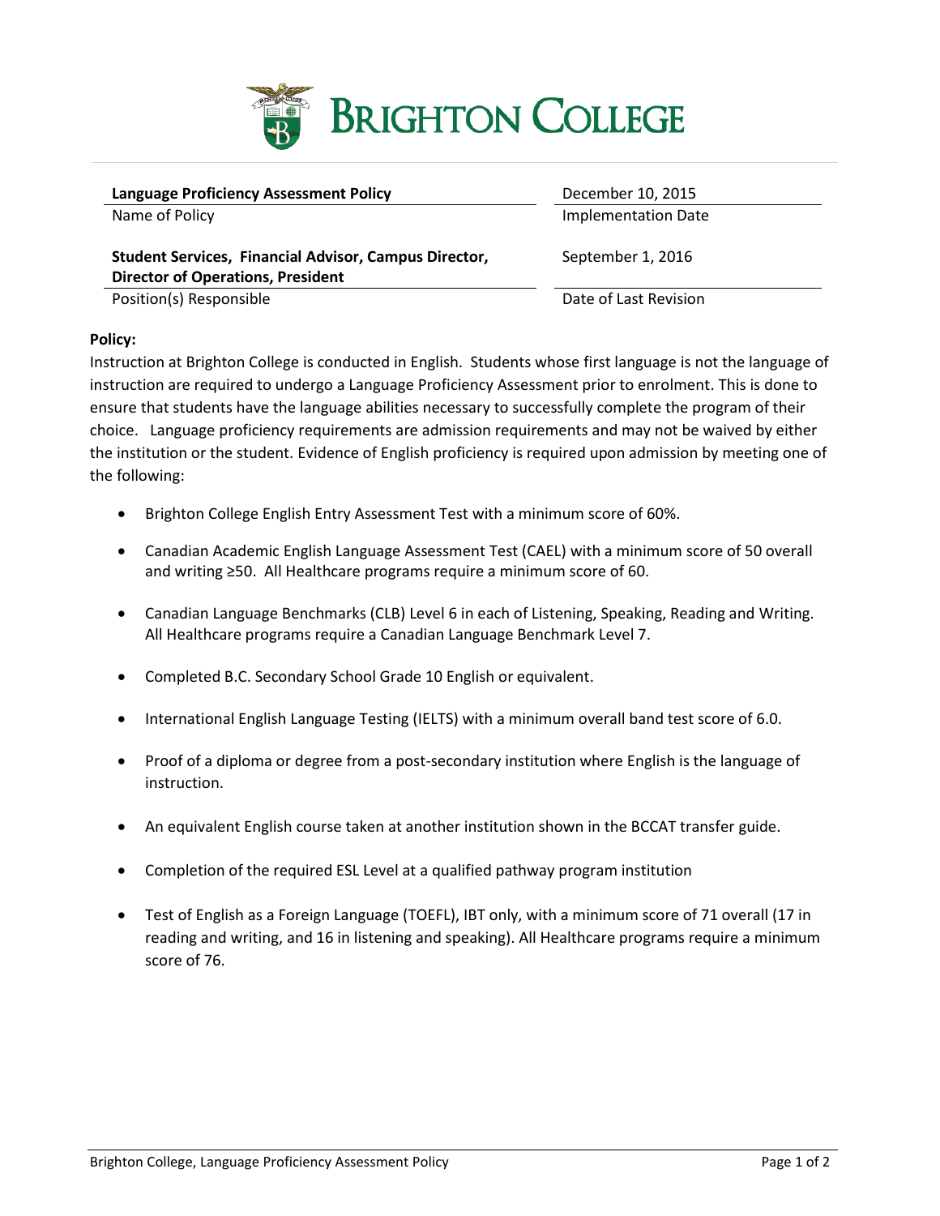# Brighton College

| **Language Proficiency Assessment Policy** | December 10, 2015 |
|---|---|
| Name of Policy | Implementation Date |
| **Student Services, Financial Advisor, Campus Director, Director of Operations, President** | September 1, 2016 |
| Position(s) Responsible | Date of Last Revision |

**Policy:**

Instruction at Brighton College is conducted in English. Students whose first language is not the language of instruction are required to undergo a Language Proficiency Assessment prior to enrolment. This is done to ensure that students have the language abilities necessary to successfully complete the program of their choice. Language proficiency requirements are admission requirements and may not be waived by either the institution or the student. Evidence of English proficiency is required upon admission by meeting one of the following:

- Brighton College English Entry Assessment Test with a minimum score of 60%.
- Canadian Academic English Language Assessment Test (CAEL) with a minimum score of 50 overall and writing ≥50. All Healthcare programs require a minimum score of 60.
- Canadian Language Benchmarks (CLB) Level 6 in each of Listening, Speaking, Reading and Writing. All Healthcare programs require a Canadian Language Benchmark Level 7.
- Completed B.C. Secondary School Grade 10 English or equivalent.
- International English Language Testing (IELTS) with a minimum overall band test score of 6.0.
- Proof of a diploma or degree from a post-secondary institution where English is the language of instruction.
- An equivalent English course taken at another institution shown in the BCCAT transfer guide.
- Completion of the required ESL Level at a qualified pathway program institution
- Test of English as a Foreign Language (TOEFL), IBT only, with a minimum score of 71 overall (17 in reading and writing, and 16 in listening and speaking). All Healthcare programs require a minimum score of 76.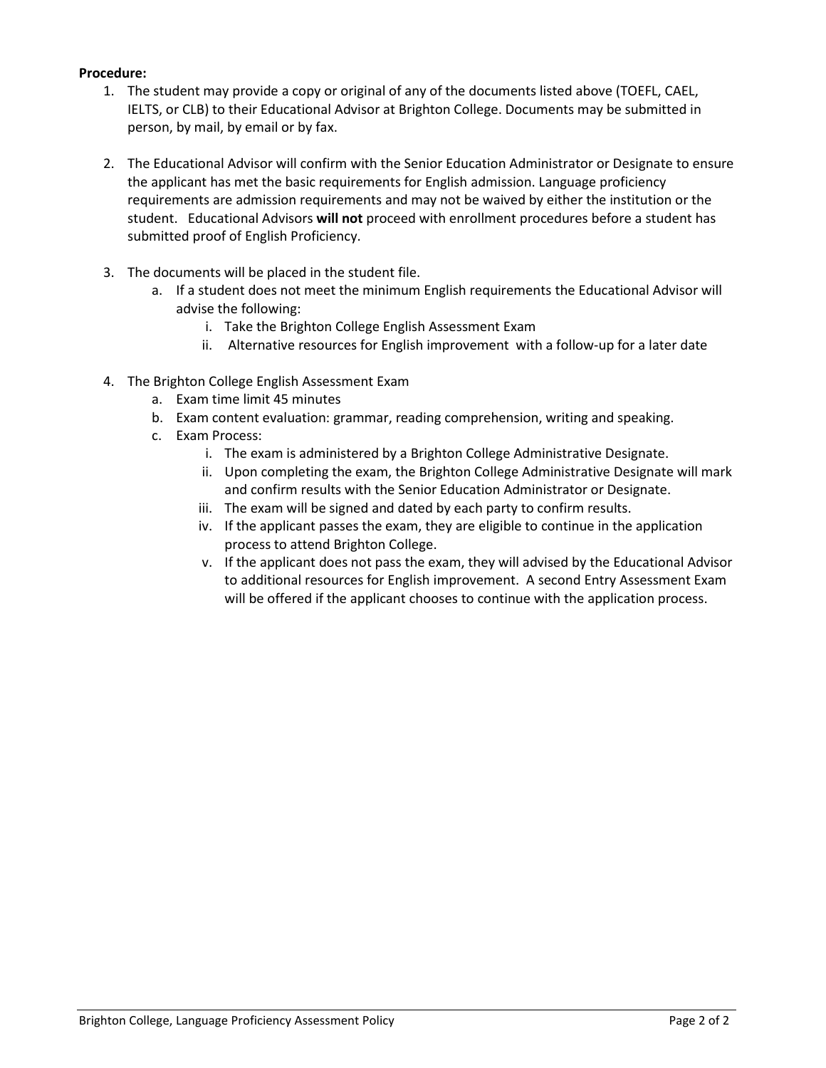**Procedure:**

1. The student may provide a copy or original of any of the documents listed above (TOEFL, CAEL, IELTS, or CLB) to their Educational Advisor at Brighton College. Documents may be submitted in person, by mail, by email or by fax.

2. The Educational Advisor will confirm with the Senior Education Administrator or Designate to ensure the applicant has met the basic requirements for English admission. Language proficiency requirements are admission requirements and may not be waived by either the institution or the student. Educational Advisors **will not** proceed with enrollment procedures before a student has submitted proof of English Proficiency.

3. The documents will be placed in the student file.
   a. If a student does not meet the minimum English requirements the Educational Advisor will advise the following:
      i. Take the Brighton College English Assessment Exam
      ii. Alternative resources for English improvement with a follow-up for a later date

4. The Brighton College English Assessment Exam
   a. Exam time limit 45 minutes
   b. Exam content evaluation: grammar, reading comprehension, writing and speaking.
   c. Exam Process:
      i. The exam is administered by a Brighton College Administrative Designate.
      ii. Upon completing the exam, the Brighton College Administrative Designate will mark and confirm results with the Senior Education Administrator or Designate.
      iii. The exam will be signed and dated by each party to confirm results.
      iv. If the applicant passes the exam, they are eligible to continue in the application process to attend Brighton College.
      v. If the applicant does not pass the exam, they will advised by the Educational Advisor to additional resources for English improvement. A second Entry Assessment Exam will be offered if the applicant chooses to continue with the application process.